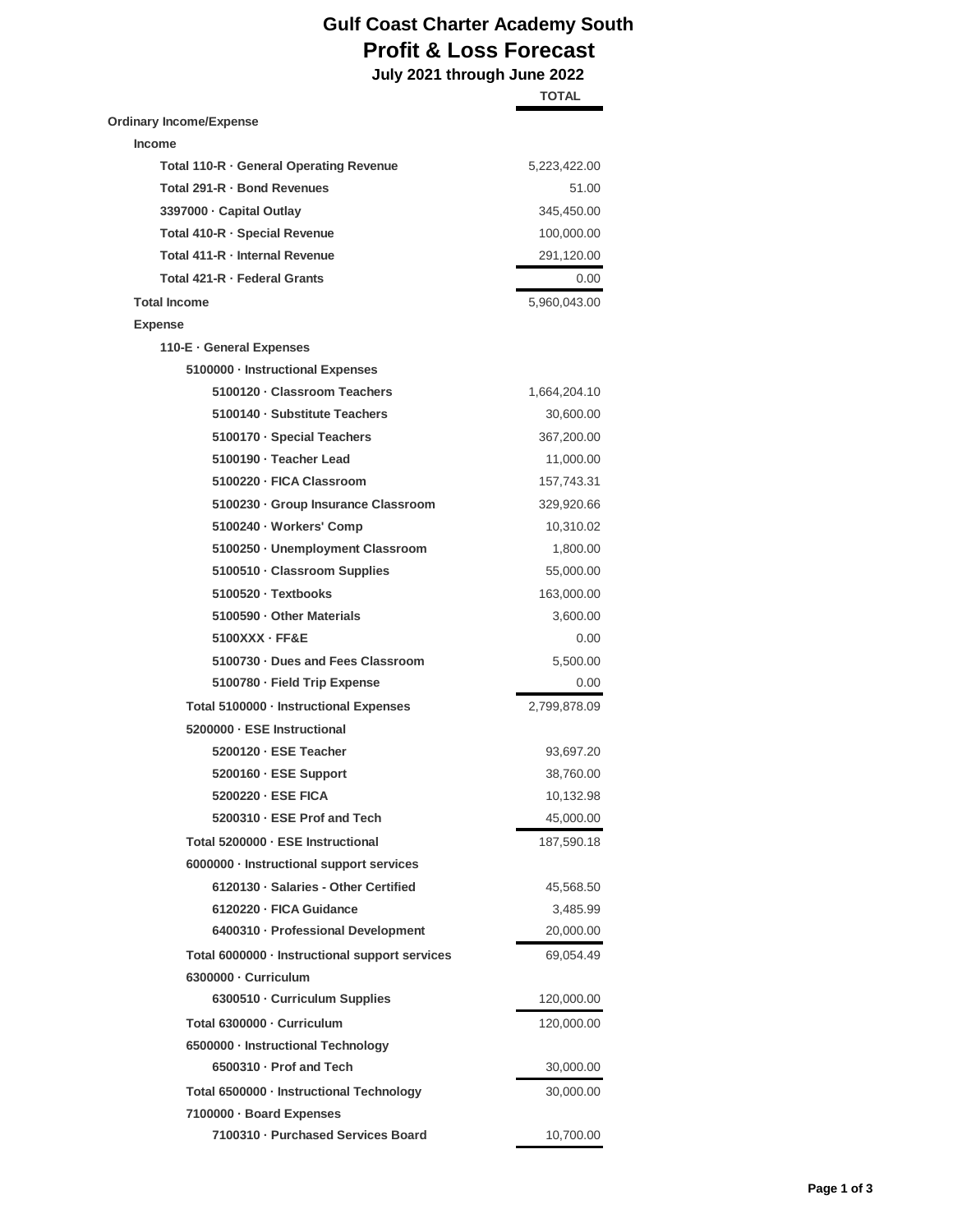# Gulf Coast Charter Academy South

## Profit & Loss Forecast

### July 2021 through June 2022

| | TOTAL |
|---|---|
| **Ordinary Income/Expense** | |
| **Income** | |
| Total 110-R · General Operating Revenue | 5,223,422.00 |
| Total 291-R · Bond Revenues | 51.00 |
| 3397000 · Capital Outlay | 345,450.00 |
| Total 410-R · Special Revenue | 100,000.00 |
| Total 411-R · Internal Revenue | 291,120.00 |
| Total 421-R · Federal Grants | 0.00 |
| **Total Income** | 5,960,043.00 |
| **Expense** | |
| 110-E · General Expenses | |
| 5100000 · Instructional Expenses | |
| 5100120 · Classroom Teachers | 1,664,204.10 |
| 5100140 · Substitute Teachers | 30,600.00 |
| 5100170 · Special Teachers | 367,200.00 |
| 5100190 · Teacher Lead | 11,000.00 |
| 5100220 · FICA Classroom | 157,743.31 |
| 5100230 · Group Insurance Classroom | 329,920.66 |
| 5100240 · Workers' Comp | 10,310.02 |
| 5100250 · Unemployment Classroom | 1,800.00 |
| 5100510 · Classroom Supplies | 55,000.00 |
| 5100520 · Textbooks | 163,000.00 |
| 5100590 · Other Materials | 3,600.00 |
| 5100XXX · FF&E | 0.00 |
| 5100730 · Dues and Fees Classroom | 5,500.00 |
| 5100780 · Field Trip Expense | 0.00 |
| Total 5100000 · Instructional Expenses | 2,799,878.09 |
| 5200000 · ESE Instructional | |
| 5200120 · ESE Teacher | 93,697.20 |
| 5200160 · ESE Support | 38,760.00 |
| 5200220 · ESE FICA | 10,132.98 |
| 5200310 · ESE Prof and Tech | 45,000.00 |
| Total 5200000 · ESE Instructional | 187,590.18 |
| 6000000 · Instructional support services | |
| 6120130 · Salaries - Other Certified | 45,568.50 |
| 6120220 · FICA Guidance | 3,485.99 |
| 6400310 · Professional Development | 20,000.00 |
| Total 6000000 · Instructional support services | 69,054.49 |
| 6300000 · Curriculum | |
| 6300510 · Curriculum Supplies | 120,000.00 |
| Total 6300000 · Curriculum | 120,000.00 |
| 6500000 · Instructional Technology | |
| 6500310 · Prof and Tech | 30,000.00 |
| Total 6500000 · Instructional Technology | 30,000.00 |
| 7100000 · Board Expenses | |
| 7100310 · Purchased Services Board | 10,700.00 |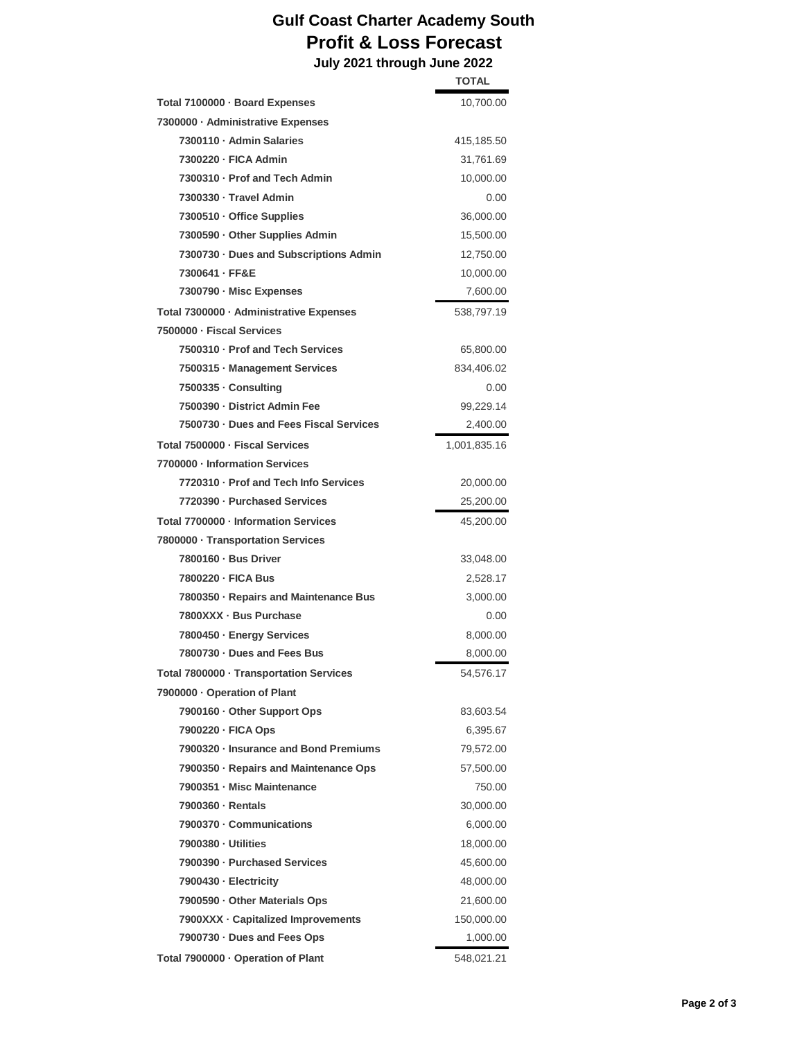# Gulf Coast Charter Academy South

## Profit & Loss Forecast

### July 2021 through June 2022

| | TOTAL |
|---|---|
| **Total 7100000 · Board Expenses** | 10,700.00 |
| **7300000 · Administrative Expenses** | |
| 7300110 · Admin Salaries | 415,185.50 |
| 7300220 · FICA Admin | 31,761.69 |
| 7300310 · Prof and Tech Admin | 10,000.00 |
| 7300330 · Travel Admin | 0.00 |
| 7300510 · Office Supplies | 36,000.00 |
| 7300590 · Other Supplies Admin | 15,500.00 |
| 7300730 · Dues and Subscriptions Admin | 12,750.00 |
| 7300641 · FF&E | 10,000.00 |
| 7300790 · Misc Expenses | 7,600.00 |
| **Total 7300000 · Administrative Expenses** | 538,797.19 |
| **7500000 · Fiscal Services** | |
| 7500310 · Prof and Tech Services | 65,800.00 |
| 7500315 · Management Services | 834,406.02 |
| 7500335 · Consulting | 0.00 |
| 7500390 · District Admin Fee | 99,229.14 |
| 7500730 · Dues and Fees Fiscal Services | 2,400.00 |
| **Total 7500000 · Fiscal Services** | 1,001,835.16 |
| **7700000 · Information Services** | |
| 7720310 · Prof and Tech Info Services | 20,000.00 |
| 7720390 · Purchased Services | 25,200.00 |
| **Total 7700000 · Information Services** | 45,200.00 |
| **7800000 · Transportation Services** | |
| 7800160 · Bus Driver | 33,048.00 |
| 7800220 · FICA Bus | 2,528.17 |
| 7800350 · Repairs and Maintenance Bus | 3,000.00 |
| 7800XXX · Bus Purchase | 0.00 |
| 7800450 · Energy Services | 8,000.00 |
| 7800730 · Dues and Fees Bus | 8,000.00 |
| **Total 7800000 · Transportation Services** | 54,576.17 |
| **7900000 · Operation of Plant** | |
| 7900160 · Other Support Ops | 83,603.54 |
| 7900220 · FICA Ops | 6,395.67 |
| 7900320 · Insurance and Bond Premiums | 79,572.00 |
| 7900350 · Repairs and Maintenance Ops | 57,500.00 |
| 7900351 · Misc Maintenance | 750.00 |
| 7900360 · Rentals | 30,000.00 |
| 7900370 · Communications | 6,000.00 |
| 7900380 · Utilities | 18,000.00 |
| 7900390 · Purchased Services | 45,600.00 |
| 7900430 · Electricity | 48,000.00 |
| 7900590 · Other Materials Ops | 21,600.00 |
| 7900XXX · Capitalized Improvements | 150,000.00 |
| 7900730 · Dues and Fees Ops | 1,000.00 |
| **Total 7900000 · Operation of Plant** | 548,021.21 |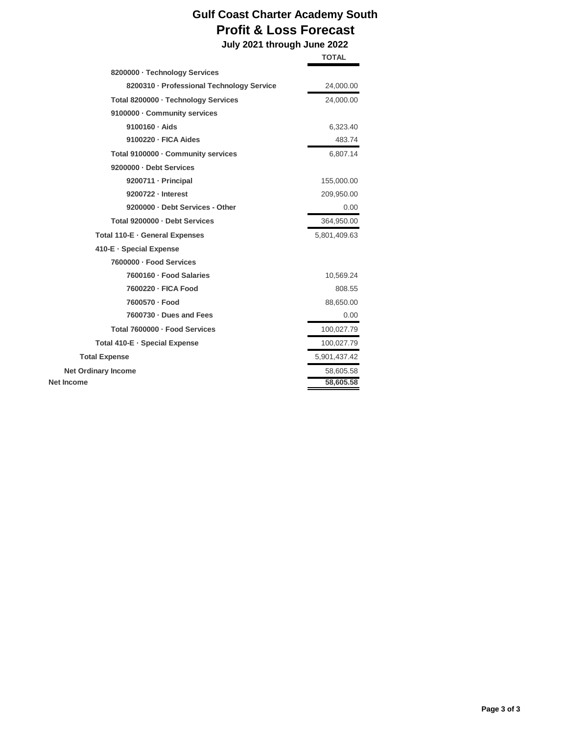# Gulf Coast Charter Academy South
## Profit & Loss Forecast
### July 2021 through June 2022

| | TOTAL |
|---|---|
| 8200000 · Technology Services | |
| 8200310 · Professional Technology Service | 24,000.00 |
| Total 8200000 · Technology Services | 24,000.00 |
| 9100000 · Community services | |
| 9100160 · Aids | 6,323.40 |
| 9100220 · FICA Aides | 483.74 |
| Total 9100000 · Community services | 6,807.14 |
| 9200000 · Debt Services | |
| 9200711 · Principal | 155,000.00 |
| 9200722 · Interest | 209,950.00 |
| 9200000 · Debt Services - Other | 0.00 |
| Total 9200000 · Debt Services | 364,950.00 |
| Total 110-E · General Expenses | 5,801,409.63 |
| 410-E · Special Expense | |
| 7600000 · Food Services | |
| 7600160 · Food Salaries | 10,569.24 |
| 7600220 · FICA Food | 808.55 |
| 7600570 · Food | 88,650.00 |
| 7600730 · Dues and Fees | 0.00 |
| Total 7600000 · Food Services | 100,027.79 |
| Total 410-E · Special Expense | 100,027.79 |
| Total Expense | 5,901,437.42 |
| Net Ordinary Income | 58,605.58 |
| **Net Income** | **58,605.58** |